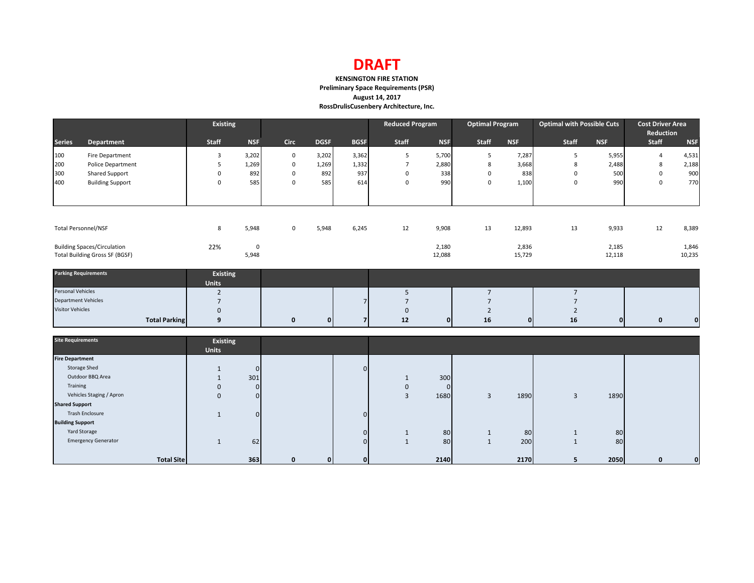# DRAFT

**KENSINGTON FIRE STATION**
**Preliminary Space Requirements (PSR)**
**August 14, 2017**
**RossDrulisCusenbery Architecture, Inc.**

| | | Existing | | | | | Reduced Program | | Optimal Program | | Optimal with Possible Cuts | | Cost Driver Area Reduction | |
|---|---|---|---|---|---|---|---|---|---|---|---|---|---|---|
| **Series** | **Department** | **Staff** | **NSF** | **Circ** | **DGSF** | **BGSF** | **Staff** | **NSF** | **Staff** | **NSF** | **Staff** | **NSF** | **Staff** | **NSF** |
| 100 | Fire Department | 3 | 3,202 | 0 | 3,202 | 3,362 | 5 | 5,700 | 5 | 7,287 | 5 | 5,955 | 4 | 4,531 |
| 200 | Police Department | 5 | 1,269 | 0 | 1,269 | 1,332 | 7 | 2,880 | 8 | 3,668 | 8 | 2,488 | 8 | 2,188 |
| 300 | Shared Support | 0 | 892 | 0 | 892 | 937 | 0 | 338 | 0 | 838 | 0 | 500 | 0 | 900 |
| 400 | Building Support | 0 | 585 | 0 | 585 | 614 | 0 | 990 | 0 | 1,100 | 0 | 990 | 0 | 770 |
| | Total Personnel/NSF | 8 | 5,948 | 0 | 5,948 | 6,245 | 12 | 9,908 | 13 | 12,893 | 13 | 9,933 | 12 | 8,389 |
| | Building Spaces/Circulation | 22% | 0 | | | | | 2,180 | | 2,836 | | 2,185 | | 1,846 |
| | Total Building Gross SF (BGSF) | | 5,948 | | | | | 12,088 | | 15,729 | | 12,118 | | 10,235 |

| **Parking Requirements** | Existing Units | | | | | | | | | | |
|---|---|---|---|---|---|---|---|---|---|---|---|
| Personal Vehicles | 2 | | | | 5 | | 7 | | 7 | | | |
| Department Vehicles | 7 | | | 7 | 7 | | 7 | | 7 | | | |
| Visitor Vehicles | 0 | | | | 0 | | 2 | | 2 | | | |
| **Total Parking** | **9** | **0** | **0** | **7** | **12** | **0** | **16** | **0** | **16** | **0** | **0** | **0** |

| **Site Requirements** | Existing Units | | | | | | | | | | | | |
|---|---|---|---|---|---|---|---|---|---|---|---|---|---|
| **Fire Department** | | | | | | | | | | | | | |
| Storage Shed | 1 | 0 | | | 0 | | | | | | | | |
| Outdoor BBQ Area | 1 | 301 | | | | 1 | 300 | | | | | | |
| Training | 0 | 0 | | | | 0 | 0 | | | | | | |
| Vehicles Staging / Apron | 0 | 0 | | | | 3 | 1680 | 3 | 1890 | 3 | 1890 | | |
| **Shared Support** | | | | | | | | | | | | | |
| Trash Enclosure | 1 | 0 | | | 0 | | | | | | | | |
| **Building Support** | | | | | | | | | | | | | |
| Yard Storage | | | | | 0 | 1 | 80 | 1 | 80 | 1 | 80 | | |
| Emergency Generator | 1 | 62 | | | 0 | 1 | 80 | 1 | 200 | 1 | 80 | | |
| **Total Site** | | **363** | **0** | **0** | **0** | | **2140** | | **2170** | **5** | **2050** | **0** | **0** |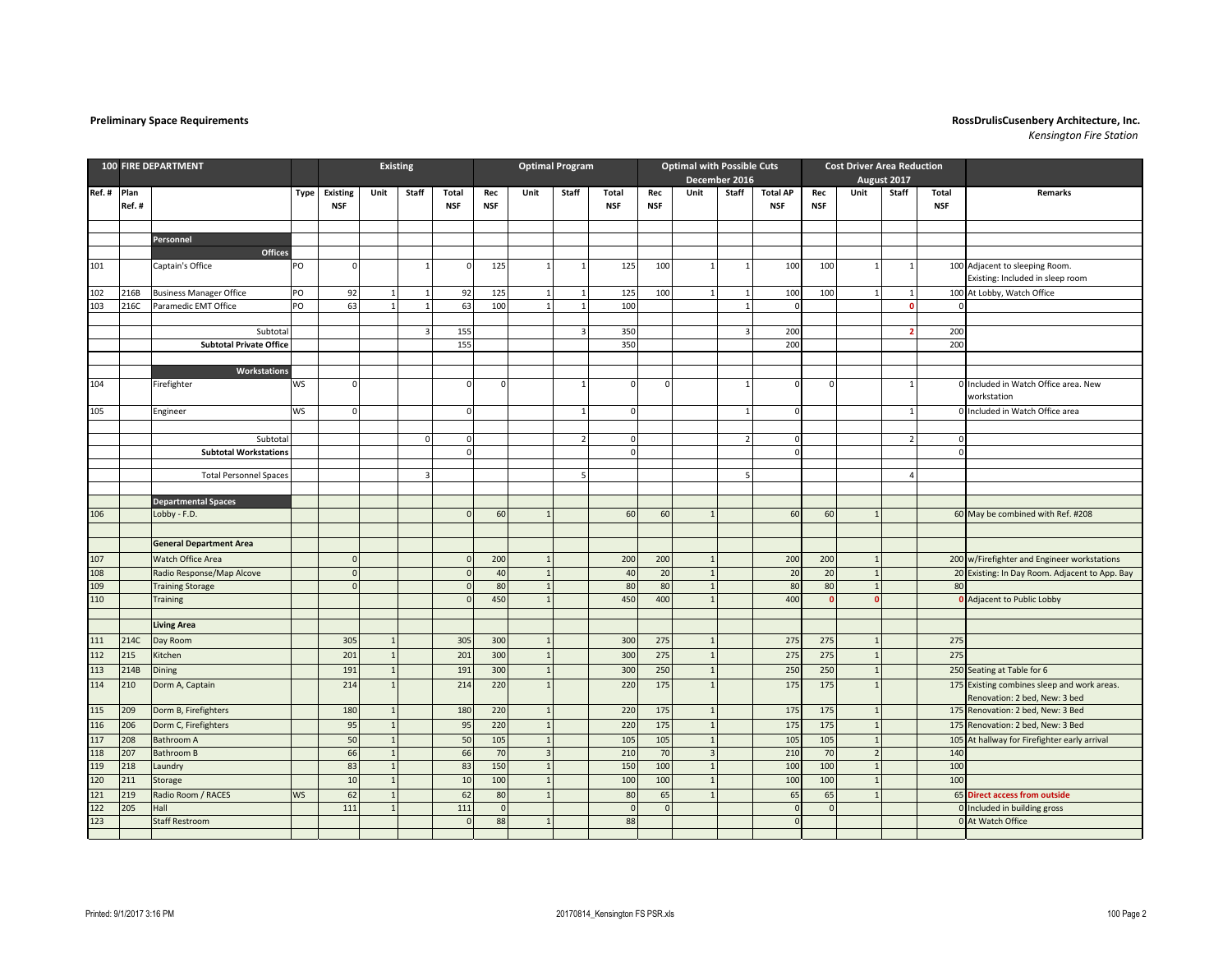**Preliminary Space Requirements**

**RossDrulisCusenbery Architecture, Inc.**
*Kensington Fire Station*

| Ref. # | Plan Ref. # | 100 FIRE DEPARTMENT | Type | Existing NSF | Existing Unit | Existing Staff | Existing Total NSF | Optimal Program Rec NSF | Optimal Program Unit | Optimal Program Staff | Optimal Program Total NSF | Optimal with Possible Cuts December 2016 Rec NSF | Unit | Staff | Total AP NSF | Cost Driver Area Reduction August 2017 Rec NSF | Unit | Staff | Total NSF | Remarks |
|---|---|---|---|---|---|---|---|---|---|---|---|---|---|---|---|---|---|---|---|---|
| | | **Personnel** | | | | | | | | | | | | | | | | | | |
| | | **Offices** | | | | | | | | | | | | | | | | | | |
| 101 | | Captain's Office | PO | 0 | | 1 | 0 | 125 | 1 | 1 | 125 | 100 | 1 | 1 | 100 | 100 | 1 | 1 | 100 | Adjacent to sleeping Room. Existing: Included in sleep room |
| 102 | 216B | Business Manager Office | PO | 92 | 1 | 1 | 92 | 125 | 1 | 1 | 125 | 100 | 1 | 1 | 100 | 100 | 1 | 1 | 100 | At Lobby, Watch Office |
| 103 | 216C | Paramedic EMT Office | PO | 63 | 1 | 1 | 63 | 100 | 1 | 1 | 100 | | | 1 | 0 | | | 0 | 0 | |
| | | Subtotal | | | | 3 | 155 | | | 3 | 350 | | | 3 | 200 | | | 2 | 200 | |
| | | **Subtotal Private Office** | | | | | 155 | | | | 350 | | | | 200 | | | | 200 | |
| | | **Workstations** | | | | | | | | | | | | | | | | | | |
| 104 | | Firefighter | WS | 0 | | | 0 | 0 | | 1 | 0 | 0 | | 1 | 0 | 0 | | 1 | 0 | Included in Watch Office area. New workstation |
| 105 | | Engineer | WS | 0 | | | 0 | | | 1 | 0 | | | 1 | 0 | | | 1 | 0 | Included in Watch Office area |
| | | Subtotal | | | | 0 | 0 | | | 2 | 0 | | | 2 | 0 | | | 2 | 0 | |
| | | **Subtotal Workstations** | | | | | 0 | | | | 0 | | | | 0 | | | | 0 | |
| | | Total Personnel Spaces | | | | 3 | | | | 5 | | | | 5 | | | | 4 | | |
| | | **Departmental Spaces** | | | | | | | | | | | | | | | | | | |
| 106 | | Lobby - F.D. | | | | | 0 | 60 | 1 | | 60 | 60 | 1 | | 60 | 60 | 1 | | 60 | May be combined with Ref. #208 |
| | | **General Department Area** | | | | | | | | | | | | | | | | | | |
| 107 | | Watch Office Area | | 0 | | | 0 | 200 | 1 | | 200 | 200 | 1 | | 200 | 200 | 1 | | 200 | w/Firefighter and Engineer workstations |
| 108 | | Radio Response/Map Alcove | | 0 | | | 0 | 40 | 1 | | 40 | 20 | 1 | | 20 | 20 | 1 | | 20 | Existing: In Day Room. Adjacent to App. Bay |
| 109 | | Training Storage | | 0 | | | 0 | 80 | 1 | | 80 | 80 | 1 | | 80 | 80 | 1 | | 80 | |
| 110 | | Training | | | | | 0 | 450 | 1 | | 450 | 400 | 1 | | 400 | 0 | 0 | | 0 | Adjacent to Public Lobby |
| | | **Living Area** | | | | | | | | | | | | | | | | | | |
| 111 | 214C | Day Room | | 305 | 1 | | 305 | 300 | 1 | | 300 | 275 | 1 | | 275 | 275 | 1 | | 275 | |
| 112 | 215 | Kitchen | | 201 | 1 | | 201 | 300 | 1 | | 300 | 275 | 1 | | 275 | 275 | 1 | | 275 | |
| 113 | 214B | Dining | | 191 | 1 | | 191 | 300 | 1 | | 300 | 250 | 1 | | 250 | 250 | 1 | | 250 | Seating at Table for 6 |
| 114 | 210 | Dorm A, Captain | | 214 | 1 | | 214 | 220 | 1 | | 220 | 175 | 1 | | 175 | 175 | 1 | | 175 | Existing combines sleep and work areas. Renovation: 2 bed, New: 3 bed |
| 115 | 209 | Dorm B, Firefighters | | 180 | 1 | | 180 | 220 | 1 | | 220 | 175 | 1 | | 175 | 175 | 1 | | 175 | Renovation: 2 bed, New: 3 Bed |
| 116 | 206 | Dorm C, Firefighters | | 95 | 1 | | 95 | 220 | 1 | | 220 | 175 | 1 | | 175 | 175 | 1 | | 175 | Renovation: 2 bed, New: 3 Bed |
| 117 | 208 | Bathroom A | | 50 | 1 | | 50 | 105 | 1 | | 105 | 105 | 1 | | 105 | 105 | 1 | | 105 | At hallway for Firefighter early arrival |
| 118 | 207 | Bathroom B | | 66 | 1 | | 66 | 70 | 3 | | 210 | 70 | 3 | | 210 | 70 | 2 | | 140 | |
| 119 | 218 | Laundry | | 83 | 1 | | 83 | 150 | 1 | | 150 | 100 | 1 | | 100 | 100 | 1 | | 100 | |
| 120 | 211 | Storage | | 10 | 1 | | 10 | 100 | 1 | | 100 | 100 | 1 | | 100 | 100 | 1 | | 100 | |
| 121 | 219 | Radio Room / RACES | WS | 62 | 1 | | 62 | 80 | 1 | | 80 | 65 | 1 | | 65 | 65 | 1 | | 65 | **Direct access from outside** |
| 122 | 205 | Hall | | 111 | 1 | | 111 | 0 | | | 0 | 0 | | | 0 | 0 | | | 0 | Included in building gross |
| 123 | | Staff Restroom | | | | | 0 | 88 | 1 | | 88 | | | | 0 | | | | 0 | At Watch Office |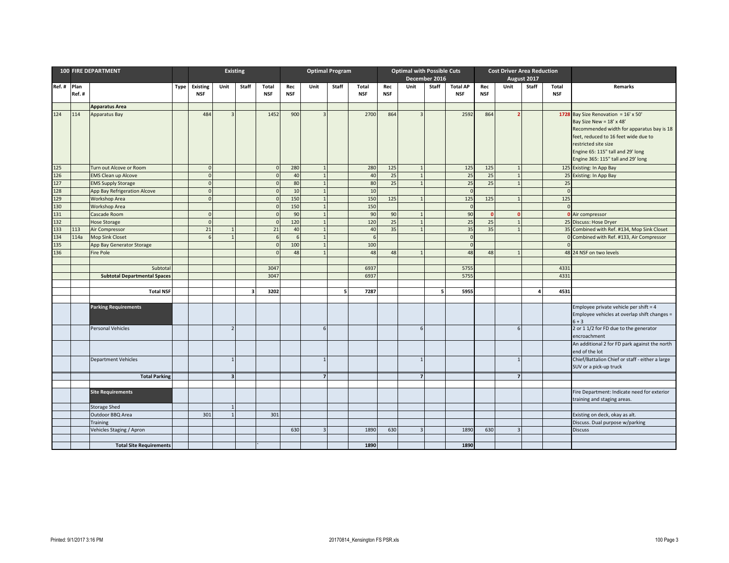| Ref. # | Plan Ref. # | 100 FIRE DEPARTMENT | Type | Existing NSF | Existing Unit | Existing Staff | Existing Total NSF | Optimal Program Rec NSF | Optimal Program Unit | Optimal Program Staff | Optimal Program Total NSF | Optimal with Possible Cuts December 2016 Rec NSF | Optimal with Possible Cuts December 2016 Unit | Optimal with Possible Cuts December 2016 Staff | Optimal with Possible Cuts December 2016 Total AP NSF | Cost Driver Area Reduction August 2017 Rec NSF | Cost Driver Area Reduction August 2017 Unit | Cost Driver Area Reduction August 2017 Staff | Cost Driver Area Reduction August 2017 Total NSF | Remarks |
|---|---|---|---|---|---|---|---|---|---|---|---|---|---|---|---|---|---|---|---|---|
| | | **Apparatus Area** | | | | | | | | | | | | | | | | | | |
| 124 | 114 | Apparatus Bay | | 484 | 3 | | 1452 | 900 | 3 | | 2700 | 864 | 3 | | 2592 | 864 | **2** | | **1728** | Bay Size Renovation = 16' x 50' Bay Size New = 18' x 48' Recommended width for apparatus bay is 18 feet, reduced to 16 feet wide due to restricted site size Engine 65: 115" tall and 29' long Engine 365: 115" tall and 29' long |
| 125 | | Turn out Alcove or Room | | 0 | | | 0 | 280 | 1 | | 280 | 125 | 1 | | 125 | 125 | 1 | | 125 | Existing: In App Bay |
| 126 | | EMS Clean up Alcove | | 0 | | | 0 | 40 | 1 | | 40 | 25 | 1 | | 25 | 25 | 1 | | 25 | Existing: In App Bay |
| 127 | | EMS Supply Storage | | 0 | | | 0 | 80 | 1 | | 80 | 25 | 1 | | 25 | 25 | 1 | | 25 | |
| 128 | | App Bay Refrigeration Alcove | | 0 | | | 0 | 10 | 1 | | 10 | | | | 0 | | | | 0 | |
| 129 | | Workshop Area | | 0 | | | 0 | 150 | 1 | | 150 | 125 | 1 | | 125 | 125 | 1 | | 125 | |
| 130 | | Workshop Area | | | | | 0 | 150 | 1 | | 150 | | | | 0 | | | | 0 | |
| 131 | | Cascade Room | | 0 | | | 0 | 90 | 1 | | 90 | 90 | 1 | | 90 | **0** | **0** | | **0** | Air compressor |
| 132 | | Hose Storage | | 0 | | | 0 | 120 | 1 | | 120 | 25 | 1 | | 25 | 25 | 1 | | 25 | Discuss: Hose Dryer |
| 133 | 113 | Air Compressor | | 21 | 1 | | 21 | 40 | 1 | | 40 | 35 | 1 | | 35 | 35 | 1 | | 35 | Combined with Ref. #134, Mop Sink Closet |
| 134 | 114a | Mop Sink Closet | | 6 | 1 | | 6 | 6 | 1 | | 6 | | | | 0 | | | | 0 | Combined with Ref. #133, Air Compressor |
| 135 | | App Bay Generator Storage | | | | | 0 | 100 | 1 | | 100 | | | | 0 | | | | 0 | |
| 136 | | Fire Pole | | | | | 0 | 48 | 1 | | 48 | 48 | 1 | | 48 | 48 | 1 | | 48 | 24 NSF on two levels |
| | | Subtotal | | | | | 3047 | | | | 6937 | | | | 5755 | | | | 4331 | |
| | | **Subtotal Departmental Spaces** | | | | | 3047 | | | | 6937 | | | | 5755 | | | | 4331 | |
| | | **Total NSF** | | | | **3** | **3202** | | | **5** | **7287** | | | **5** | **5955** | | | **4** | **4531** | |
| | | **Parking Requirements** | | | | | | | | | | | | | | | | | | Employee private vehicle per shift = 4 Employee vehicles at overlap shift changes = 6 + 3 |
| | | Personal Vehicles | | | 2 | | | | 6 | | | | 6 | | | | 6 | | | 2 or 1 1/2 for FD due to the generator encroachment |
| | | | | | | | | | | | | | | | | | | | | An additional 2 for FD park against the north end of the lot |
| | | Department Vehicles | | | 1 | | | | 1 | | | | 1 | | | | 1 | | | Chief/Battalion Chief or staff - either a large SUV or a pick-up truck |
| | | **Total Parking** | | | **3** | | | | **7** | | | | **7** | | | | **7** | | | |
| | | **Site Requirements** | | | | | | | | | | | | | | | | | | Fire Department: Indicate need for exterior training and staging areas. |
| | | Storage Shed | | | 1 | | | | | | | | | | | | | | | |
| | | Outdoor BBQ Area | | 301 | 1 | | 301 | | | | | | | | | | | | | Existing on deck, okay as alt. |
| | | Training | | | | | | | | | | | | | | | | | | Discuss. Dual purpose w/parking |
| | | Vehicles Staging / Apron | | | | | | 630 | 3 | | 1890 | 630 | 3 | | 1890 | 630 | 3 | | | Discuss |
| | | **Total Site Requirements** | | | | | ` | | | | **1890** | | | | **1890** | | | | | |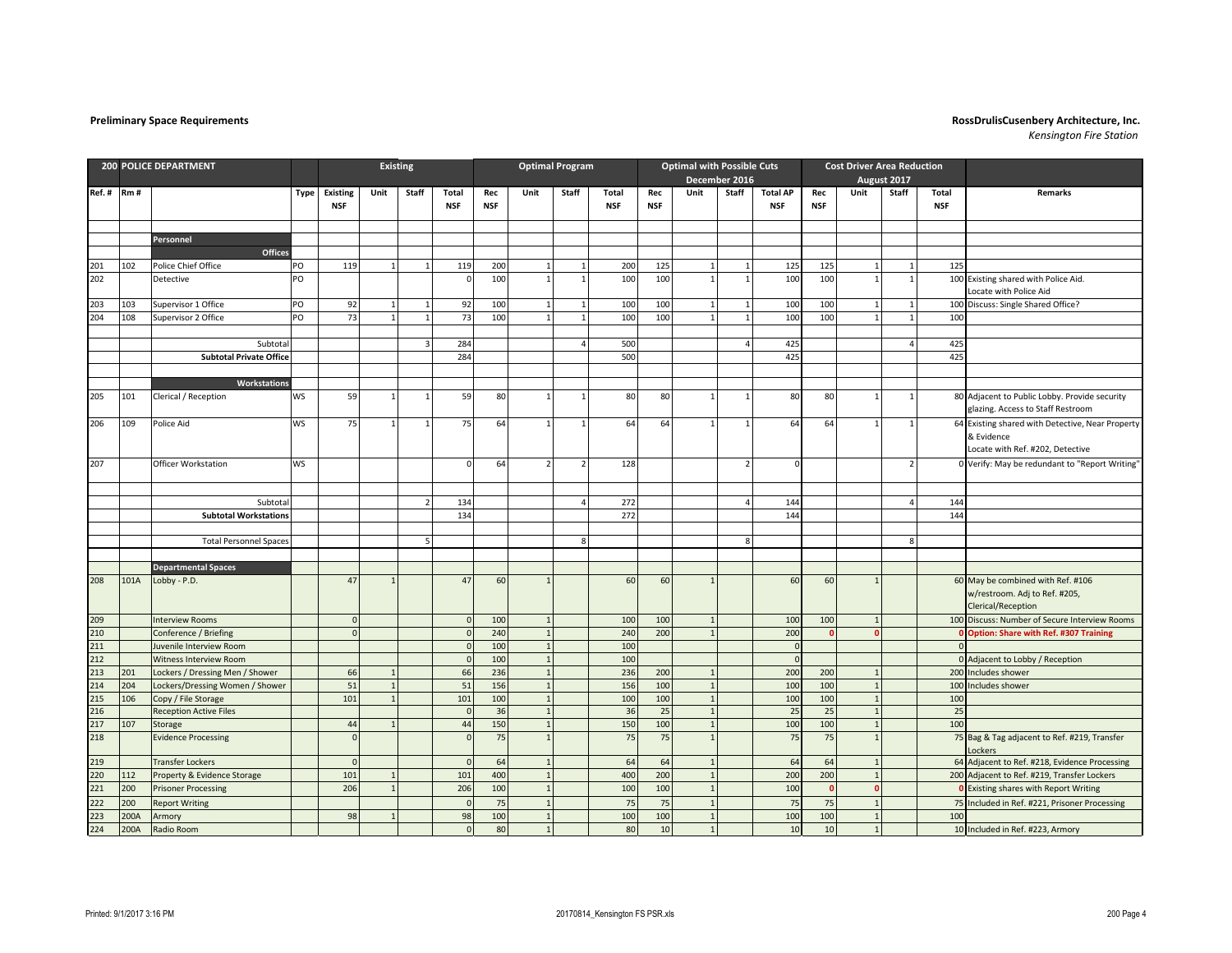**Preliminary Space Requirements**

**RossDrulisCusenbery Architecture, Inc.**
*Kensington Fire Station*

| 200 | POLICE DEPARTMENT | | | Existing | | | | Optimal Program | | | | Optimal with Possible Cuts December 2016 | | | | Cost Driver Area Reduction August 2017 | | | | |
|---|---|---|---|---|---|---|---|---|---|---|---|---|---|---|---|---|---|---|---|---|
| Ref. # | Rm # | | Type | Existing NSF | Unit | Staff | Total NSF | Rec NSF | Unit | Staff | Total NSF | Rec NSF | Unit | Staff | Total AP NSF | Rec NSF | Unit | Staff | Total NSF | Remarks |
| | | **Personnel** | | | | | | | | | | | | | | | | | | |
| | | **Offices** | | | | | | | | | | | | | | | | | | |
| 201 | 102 | Police Chief Office | PO | 119 | 1 | 1 | 119 | 200 | 1 | 1 | 200 | 125 | 1 | 1 | 125 | 125 | 1 | 1 | 125 | |
| 202 | | Detective | PO | | | | 0 | 100 | 1 | 1 | 100 | 100 | 1 | 1 | 100 | 100 | 1 | 1 | 100 | Existing shared with Police Aid. Locate with Police Aid |
| 203 | 103 | Supervisor 1 Office | PO | 92 | 1 | 1 | 92 | 100 | 1 | 1 | 100 | 100 | 1 | 1 | 100 | 100 | 1 | 1 | 100 | Discuss: Single Shared Office? |
| 204 | 108 | Supervisor 2 Office | PO | 73 | 1 | 1 | 73 | 100 | 1 | 1 | 100 | 100 | 1 | 1 | 100 | 100 | 1 | 1 | 100 | |
| | | Subtotal | | | | 3 | 284 | | | 4 | 500 | | | 4 | 425 | | | 4 | 425 | |
| | | **Subtotal Private Office** | | | | | 284 | | | | 500 | | | | 425 | | | | 425 | |
| | | **Workstations** | | | | | | | | | | | | | | | | | | |
| 205 | 101 | Clerical / Reception | WS | 59 | 1 | 1 | 59 | 80 | 1 | 1 | 80 | 80 | 1 | 1 | 80 | 80 | 1 | 1 | 80 | Adjacent to Public Lobby. Provide security glazing. Access to Staff Restroom |
| 206 | 109 | Police Aid | WS | 75 | 1 | 1 | 75 | 64 | 1 | 1 | 64 | 64 | 1 | 1 | 64 | 64 | 1 | 1 | 64 | Existing shared with Detective, Near Property & Evidence Locate with Ref. #202, Detective |
| 207 | | Officer Workstation | WS | | | | 0 | 64 | 2 | 2 | 128 | | | 2 | 0 | | | 2 | 0 | Verify: May be redundant to "Report Writing" |
| | | Subtotal | | | | 2 | 134 | | | 4 | 272 | | | 4 | 144 | | | 4 | 144 | |
| | | **Subtotal Workstations** | | | | | 134 | | | | 272 | | | | 144 | | | | 144 | |
| | | Total Personnel Spaces | | | | 5 | | | | 8 | | | | 8 | | | | 8 | | |
| | | **Departmental Spaces** | | | | | | | | | | | | | | | | | | |
| 208 | 101A | Lobby - P.D. | | 47 | 1 | | 47 | 60 | 1 | | 60 | 60 | 1 | | 60 | 60 | 1 | | 60 | May be combined with Ref. #106 w/restroom. Adj to Ref. #205, Clerical/Reception |
| 209 | | Interview Rooms | | 0 | | | 0 | 100 | 1 | | 100 | 100 | 1 | | 100 | 100 | 1 | | 100 | Discuss: Number of Secure Interview Rooms |
| 210 | | Conference / Briefing | | 0 | | | 0 | 240 | 1 | | 240 | 200 | 1 | | 200 | **0** | **0** | | **0** | **Option: Share with Ref. #307 Training** |
| 211 | | Juvenile Interview Room | | | | | 0 | 100 | 1 | | 100 | | | | 0 | | | | 0 | |
| 212 | | Witness Interview Room | | | | | 0 | 100 | 1 | | 100 | | | | 0 | | | | 0 | Adjacent to Lobby / Reception |
| 213 | 201 | Lockers / Dressing Men / Shower | | 66 | 1 | | 66 | 236 | 1 | | 236 | 200 | 1 | | 200 | 200 | 1 | | 200 | Includes shower |
| 214 | 204 | Lockers/Dressing Women / Shower | | 51 | 1 | | 51 | 156 | 1 | | 156 | 100 | 1 | | 100 | 100 | 1 | | 100 | Includes shower |
| 215 | 106 | Copy / File Storage | | 101 | 1 | | 101 | 100 | 1 | | 100 | 100 | 1 | | 100 | 100 | 1 | | 100 | |
| 216 | | Reception Active Files | | | | | 0 | 36 | 1 | | 36 | 25 | 1 | | 25 | 25 | 1 | | 25 | |
| 217 | 107 | Storage | | 44 | 1 | | 44 | 150 | 1 | | 150 | 100 | 1 | | 100 | 100 | 1 | | 100 | |
| 218 | | Evidence Processing | | 0 | | | 0 | 75 | 1 | | 75 | 75 | 1 | | 75 | 75 | 1 | | 75 | Bag & Tag adjacent to Ref. #219, Transfer Lockers |
| 219 | | Transfer Lockers | | 0 | | | 0 | 64 | 1 | | 64 | 64 | 1 | | 64 | 64 | 1 | | 64 | Adjacent to Ref. #218, Evidence Processing |
| 220 | 112 | Property & Evidence Storage | | 101 | 1 | | 101 | 400 | 1 | | 400 | 200 | 1 | | 200 | 200 | 1 | | 200 | Adjacent to Ref. #219, Transfer Lockers |
| 221 | 200 | Prisoner Processing | | 206 | 1 | | 206 | 100 | 1 | | 100 | 100 | 1 | | 100 | **0** | **0** | | **0** | Existing shares with Report Writing |
| 222 | 200 | Report Writing | | | | | 0 | 75 | 1 | | 75 | 75 | 1 | | 75 | 75 | 1 | | 75 | Included in Ref. #221, Prisoner Processing |
| 223 | 200A | Armory | | 98 | 1 | | 98 | 100 | 1 | | 100 | 100 | 1 | | 100 | 100 | 1 | | 100 | |
| 224 | 200A | Radio Room | | | | | 0 | 80 | 1 | | 80 | 10 | 1 | | 10 | 10 | 1 | | 10 | Included in Ref. #223, Armory |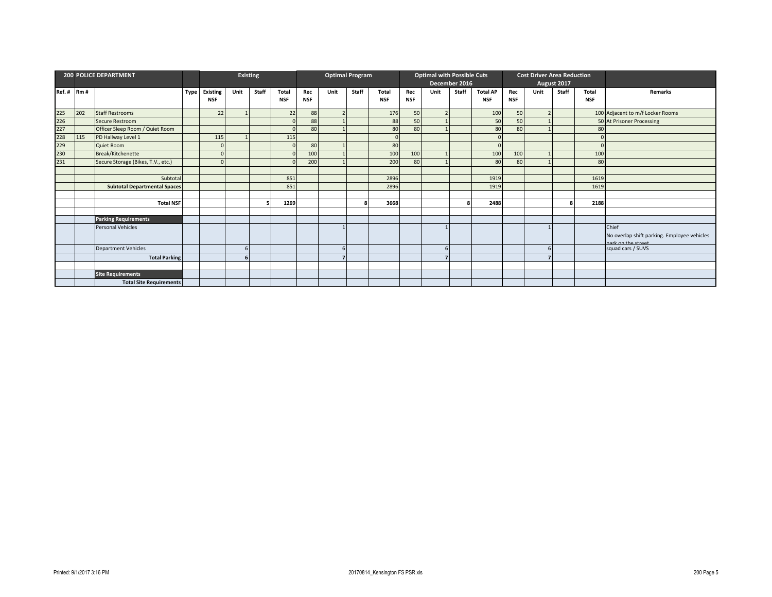| Ref. # | Rm # | 200 POLICE DEPARTMENT | Type | Existing NSF | Existing Unit | Existing Staff | Existing Total NSF | Optimal Program Rec NSF | Optimal Program Unit | Optimal Program Staff | Optimal Program Total NSF | Optimal with Possible Cuts December 2016 Rec NSF | Optimal with Possible Cuts December 2016 Unit | Optimal with Possible Cuts December 2016 Staff | Optimal with Possible Cuts December 2016 Total AP NSF | Cost Driver Area Reduction August 2017 Rec NSF | Cost Driver Area Reduction August 2017 Unit | Cost Driver Area Reduction August 2017 Staff | Cost Driver Area Reduction August 2017 Total NSF | Remarks |
|---|---|---|---|---|---|---|---|---|---|---|---|---|---|---|---|---|---|---|---|---|
| 225 | 202 | Staff Restrooms | | 22 | 1 | | 22 | 88 | 2 | | 176 | 50 | 2 | | 100 | 50 | 2 | | 100 | Adjacent to m/f Locker Rooms |
| 226 | | Secure Restroom | | | | | 0 | 88 | 1 | | 88 | 50 | 1 | | 50 | 50 | 1 | | 50 | At Prisoner Processing |
| 227 | | Officer Sleep Room / Quiet Room | | | | | 0 | 80 | 1 | | 80 | 80 | 1 | | 80 | 80 | 1 | | 80 | |
| 228 | 115 | PD Hallway Level 1 | | 115 | 1 | | 115 | | | | 0 | | | | 0 | | | | 0 | |
| 229 | | Quiet Room | | 0 | | | 0 | 80 | 1 | | 80 | | | | 0 | | | | 0 | |
| 230 | | Break/Kitchenette | | 0 | | | 0 | 100 | 1 | | 100 | 100 | 1 | | 100 | 100 | 1 | | 100 | |
| 231 | | Secure Storage (Bikes, T.V., etc.) | | 0 | | | 0 | 200 | 1 | | 200 | 80 | 1 | | 80 | 80 | 1 | | 80 | |
| | | | | | | | | | | | | | | | | | | | | |
| | | Subtotal | | | | | 851 | | | | 2896 | | | | 1919 | | | | 1619 | |
| | | **Subtotal Departmental Spaces** | | | | | 851 | | | | 2896 | | | | 1919 | | | | 1619 | |
| | | | | | | | | | | | | | | | | | | | | |
| | | **Total NSF** | | | | 5 | 1269 | | | 8 | 3668 | | | 8 | 2488 | | | 8 | 2188 | |
| | | | | | | | | | | | | | | | | | | | | |
| | | **Parking Requirements** | | | | | | | | | | | | | | | | | | |
| | | Personal Vehicles | | | | | | | 1 | | | | 1 | | | | 1 | | | Chief No overlap shift parking. Employee vehicles park on the street |
| | | Department Vehicles | | | 6 | | | | 6 | | | | 6 | | | | 6 | | | squad cars / SUVS |
| | | **Total Parking** | | | 6 | | | | 7 | | | | 7 | | | | 7 | | | |
| | | | | | | | | | | | | | | | | | | | | |
| | | **Site Requirements** | | | | | | | | | | | | | | | | | | |
| | | **Total Site Requirements** | | | | | | | | | | | | | | | | | | |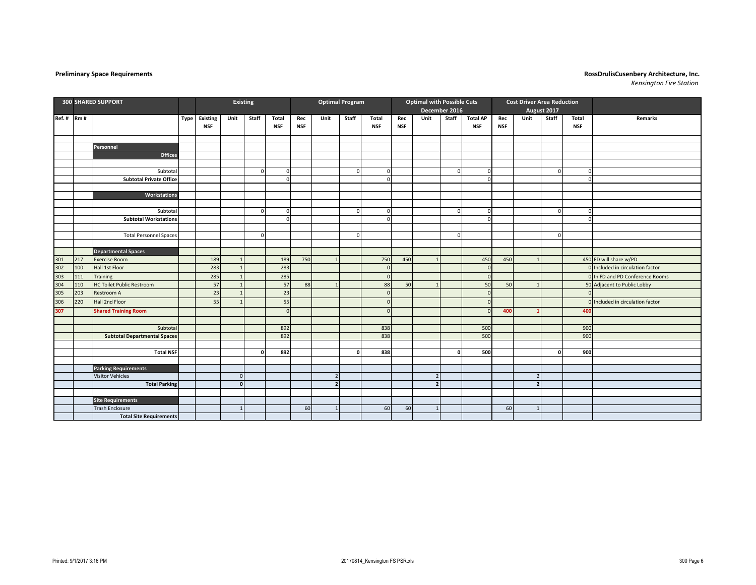**Preliminary Space Requirements**

**RossDrulisCusenbery Architecture, Inc.**
*Kensington Fire Station*

| **300** | **SHARED SUPPORT** | | | **Existing** | | | | **Optimal Program** | | | | **Optimal with Possible Cuts December 2016** | | | | **Cost Driver Area Reduction August 2017** | | | | |
|---|---|---|---|---|---|---|---|---|---|---|---|---|---|---|---|---|---|---|---|---|
| **Ref. #** | **Rm #** | | **Type** | **Existing NSF** | **Unit** | **Staff** | **Total NSF** | **Rec NSF** | **Unit** | **Staff** | **Total NSF** | **Rec NSF** | **Unit** | **Staff** | **Total AP NSF** | **Rec NSF** | **Unit** | **Staff** | **Total NSF** | **Remarks** |
| | | **Personnel** | | | | | | | | | | | | | | | | | | |
| | | **Offices** | | | | | | | | | | | | | | | | | | |
| | | Subtotal | | | | 0 | 0 | | | 0 | 0 | | | 0 | 0 | | | 0 | 0 | |
| | | **Subtotal Private Office** | | | | | 0 | | | | 0 | | | | 0 | | | | 0 | |
| | | **Workstations** | | | | | | | | | | | | | | | | | | |
| | | Subtotal | | | | 0 | 0 | | | 0 | 0 | | | 0 | 0 | | | 0 | 0 | |
| | | **Subtotal Workstations** | | | | | 0 | | | | 0 | | | | 0 | | | | 0 | |
| | | Total Personnel Spaces | | | | 0 | | | | 0 | | | | 0 | | | | 0 | | |
| | | **Departmental Spaces** | | | | | | | | | | | | | | | | | | |
| 301 | 217 | Exercise Room | | 189 | 1 | | 189 | 750 | 1 | | 750 | 450 | 1 | | 450 | 450 | 1 | | 450 | FD will share w/PD |
| 302 | 100 | Hall 1st Floor | | 283 | 1 | | 283 | | | | 0 | | | | 0 | | | | 0 | Included in circulation factor |
| 303 | 111 | Training | | 285 | 1 | | 285 | | | | 0 | | | | 0 | | | | 0 | In FD and PD Conference Rooms |
| 304 | 110 | HC Toilet Public Restroom | | 57 | 1 | | 57 | 88 | 1 | | 88 | 50 | 1 | | 50 | 50 | 1 | | 50 | Adjacent to Public Lobby |
| 305 | 203 | Restroom A | | 23 | 1 | | 23 | | | | 0 | | | | 0 | | | | 0 | |
| 306 | 220 | Hall 2nd Floor | | 55 | 1 | | 55 | | | | 0 | | | | 0 | | | | 0 | Included in circulation factor |
| **307** | | **Shared Training Room** | | | | | 0 | | | | 0 | | | | 0 | **400** | **1** | | **400** | |
| | | Subtotal | | | | | 892 | | | | 838 | | | | 500 | | | | 900 | |
| | | **Subtotal Departmental Spaces** | | | | | 892 | | | | 838 | | | | 500 | | | | 900 | |
| | | **Total NSF** | | | | **0** | **892** | | | **0** | **838** | | | **0** | **500** | | | **0** | **900** | |
| | | **Parking Requirements** | | | | | | | | | | | | | | | | | | |
| | | Visitor Vehicles | | | 0 | | | | 2 | | | | 2 | | | | 2 | | | |
| | | **Total Parking** | | | **0** | | | | **2** | | | | **2** | | | | **2** | | | |
| | | **Site Requirements** | | | | | | | | | | | | | | | | | | |
| | | Trash Enclosure | | | 1 | | | 60 | 1 | | 60 | 60 | 1 | | | 60 | 1 | | | |
| | | **Total Site Requirements** | | | | | | | | | | | | | | | | | | |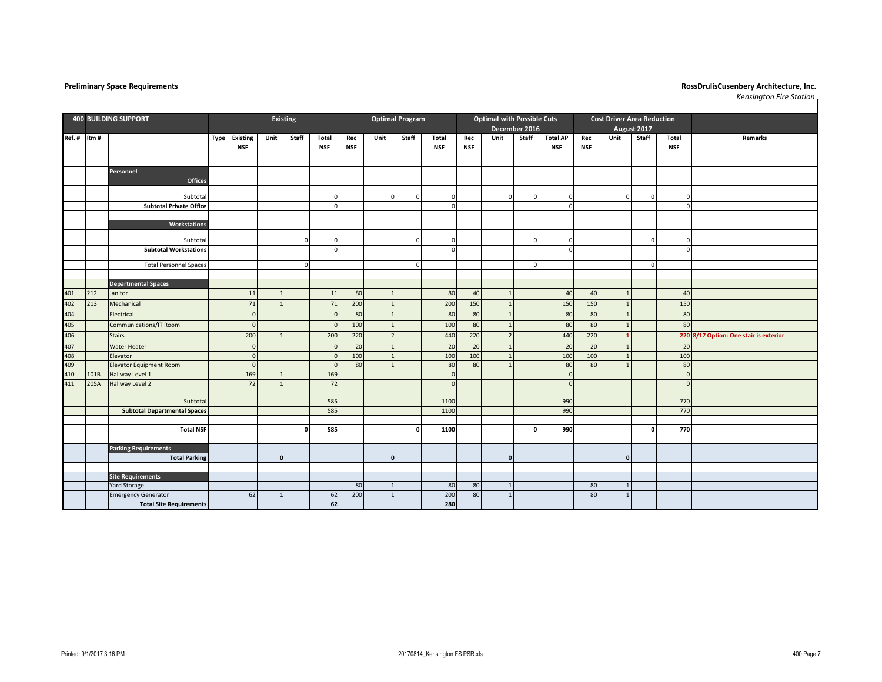**Preliminary Space Requirements**

**RossDrulisCusenbery Architecture, Inc.**
*Kensington Fire Station*

| 400 | BUILDING SUPPORT | | | Existing | | | | Optimal Program | | | | Optimal with Possible Cuts December 2016 | | | | Cost Driver Area Reduction August 2017 | | | | |
|---|---|---|---|---|---|---|---|---|---|---|---|---|---|---|---|---|---|---|---|---|
| Ref. # | Rm # | | Type | Existing NSF | Unit | Staff | Total NSF | Rec NSF | Unit | Staff | Total NSF | Rec NSF | Unit | Staff | Total AP NSF | Rec NSF | Unit | Staff | Total NSF | Remarks |
| | | **Personnel** | | | | | | | | | | | | | | | | | | |
| | | **Offices** | | | | | | | | | | | | | | | | | | |
| | | Subtotal | | | | | 0 | | 0 | 0 | 0 | | 0 | 0 | 0 | | 0 | 0 | 0 | |
| | | **Subtotal Private Office** | | | | | 0 | | | | 0 | | | | 0 | | | | 0 | |
| | | **Workstations** | | | | | | | | | | | | | | | | | | |
| | | Subtotal | | | | 0 | 0 | | | 0 | 0 | | | 0 | 0 | | | 0 | 0 | |
| | | **Subtotal Workstations** | | | | | 0 | | | | 0 | | | | 0 | | | | 0 | |
| | | Total Personnel Spaces | | | | 0 | | | | 0 | | | | 0 | | | | 0 | | |
| | | **Departmental Spaces** | | | | | | | | | | | | | | | | | | |
| 401 | 212 | Janitor | | 11 | 1 | | 11 | 80 | 1 | | 80 | 40 | 1 | | 40 | 40 | 1 | | 40 | |
| 402 | 213 | Mechanical | | 71 | 1 | | 71 | 200 | 1 | | 200 | 150 | 1 | | 150 | 150 | 1 | | 150 | |
| 404 | | Electrical | | 0 | | | 0 | 80 | 1 | | 80 | 80 | 1 | | 80 | 80 | 1 | | 80 | |
| 405 | | Communications/IT Room | | 0 | | | 0 | 100 | 1 | | 100 | 80 | 1 | | 80 | 80 | 1 | | 80 | |
| 406 | | Stairs | | 200 | 1 | | 200 | 220 | 2 | | 440 | 220 | 2 | | 440 | 220 | **1** | | **220** | **8/17 Option: One stair is exterior** |
| 407 | | Water Heater | | 0 | | | 0 | 20 | 1 | | 20 | 20 | 1 | | 20 | 20 | 1 | | 20 | |
| 408 | | Elevator | | 0 | | | 0 | 100 | 1 | | 100 | 100 | 1 | | 100 | 100 | 1 | | 100 | |
| 409 | | Elevator Equipment Room | | 0 | | | 0 | 80 | 1 | | 80 | 80 | 1 | | 80 | 80 | 1 | | 80 | |
| 410 | 101B | Hallway Level 1 | | 169 | 1 | | 169 | | | | 0 | | | | 0 | | | | 0 | |
| 411 | 205A | Hallway Level 2 | | 72 | 1 | | 72 | | | | 0 | | | | 0 | | | | 0 | |
| | | Subtotal | | | | | 585 | | | | 1100 | | | | 990 | | | | 770 | |
| | | **Subtotal Departmental Spaces** | | | | | 585 | | | | 1100 | | | | 990 | | | | 770 | |
| | | **Total NSF** | | | | **0** | **585** | | | **0** | **1100** | | | **0** | **990** | | | **0** | **770** | |
| | | **Parking Requirements** | | | | | | | | | | | | | | | | | | |
| | | **Total Parking** | | | **0** | | | | **0** | | | | **0** | | | | **0** | | | |
| | | **Site Requirements** | | | | | | | | | | | | | | | | | | |
| | | Yard Storage | | | | | | 80 | 1 | | 80 | 80 | 1 | | | 80 | 1 | | | |
| | | Emergency Generator | | 62 | 1 | | 62 | 200 | 1 | | 200 | 80 | 1 | | | 80 | 1 | | | |
| | | **Total Site Requirements** | | | | | **62** | | | | **280** | | | | | | | | | |

Printed: 9/1/2017 3:16 PM 20170814_Kensington FS PSR.xls